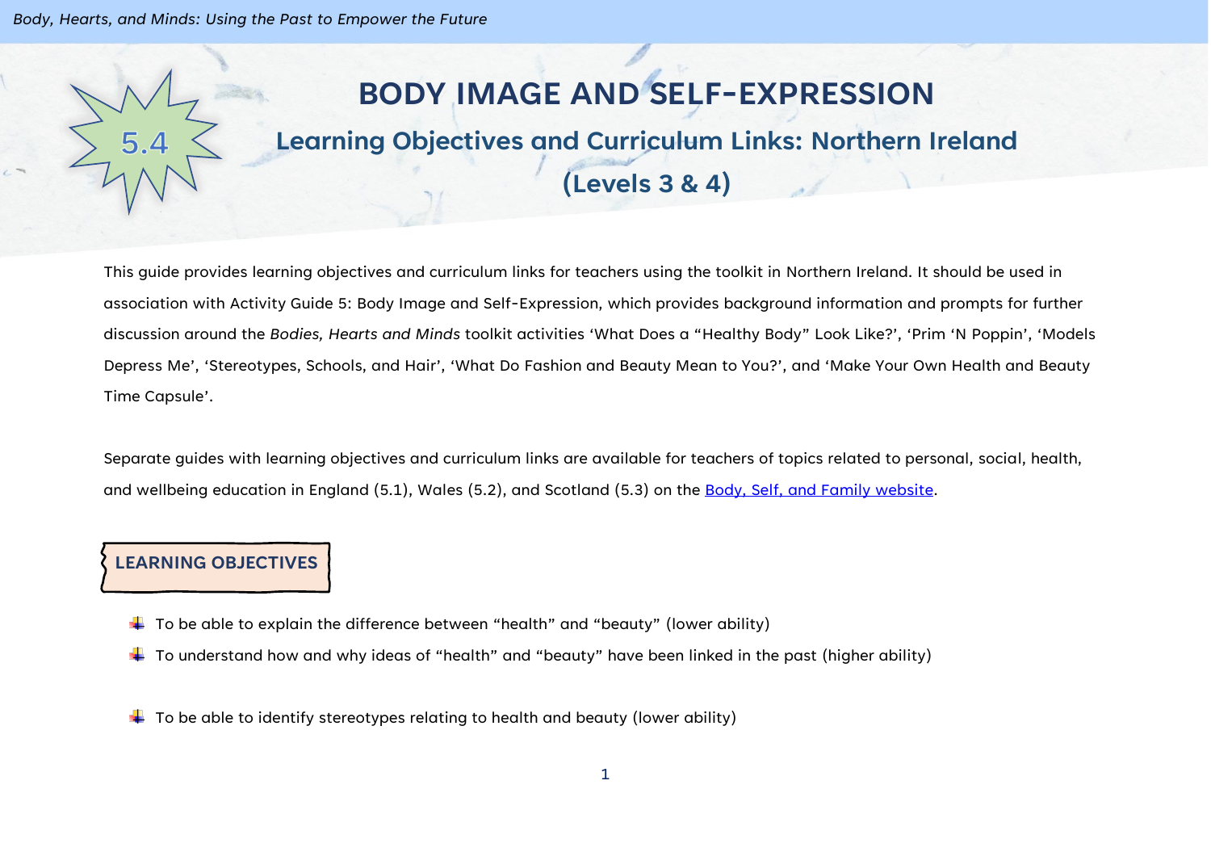# 5.4 BODY IMAGE AND SELF-EXPRESSION

## Learning Objectives and Curriculum Links: Northern Ireland (Levels 3 & 4)

This guide provides learning objectives and curriculum links for teachers using the toolkit in Northern Ireland. It should be used in association with Activity Guide 5: Body Image and Self-Expression, which provides background information and prompts for further discussion around the *Bodies, Hearts and Minds* toolkit activities 'What Does a "Healthy Body" Look Like?', 'Prim 'N Poppin', 'Models Depress Me', 'Stereotypes, Schools, and Hair', 'What Do Fashion and Beauty Mean to You?', and 'Make Your Own Health and Beauty Time Capsule'.

Separate guides with learning objectives and curriculum links are available for teachers of topics related to personal, social, health, and wellbeing education in England (5.1), Wales (5.2), and Scotland (5.3) on the [Body, Self, and Family website](#).

### LEARNING OBJECTIVES

- To be able to explain the difference between "health" and "beauty" (lower ability)
- To understand how and why ideas of "health" and "beauty" have been linked in the past (higher ability)

- To be able to identify stereotypes relating to health and beauty (lower ability)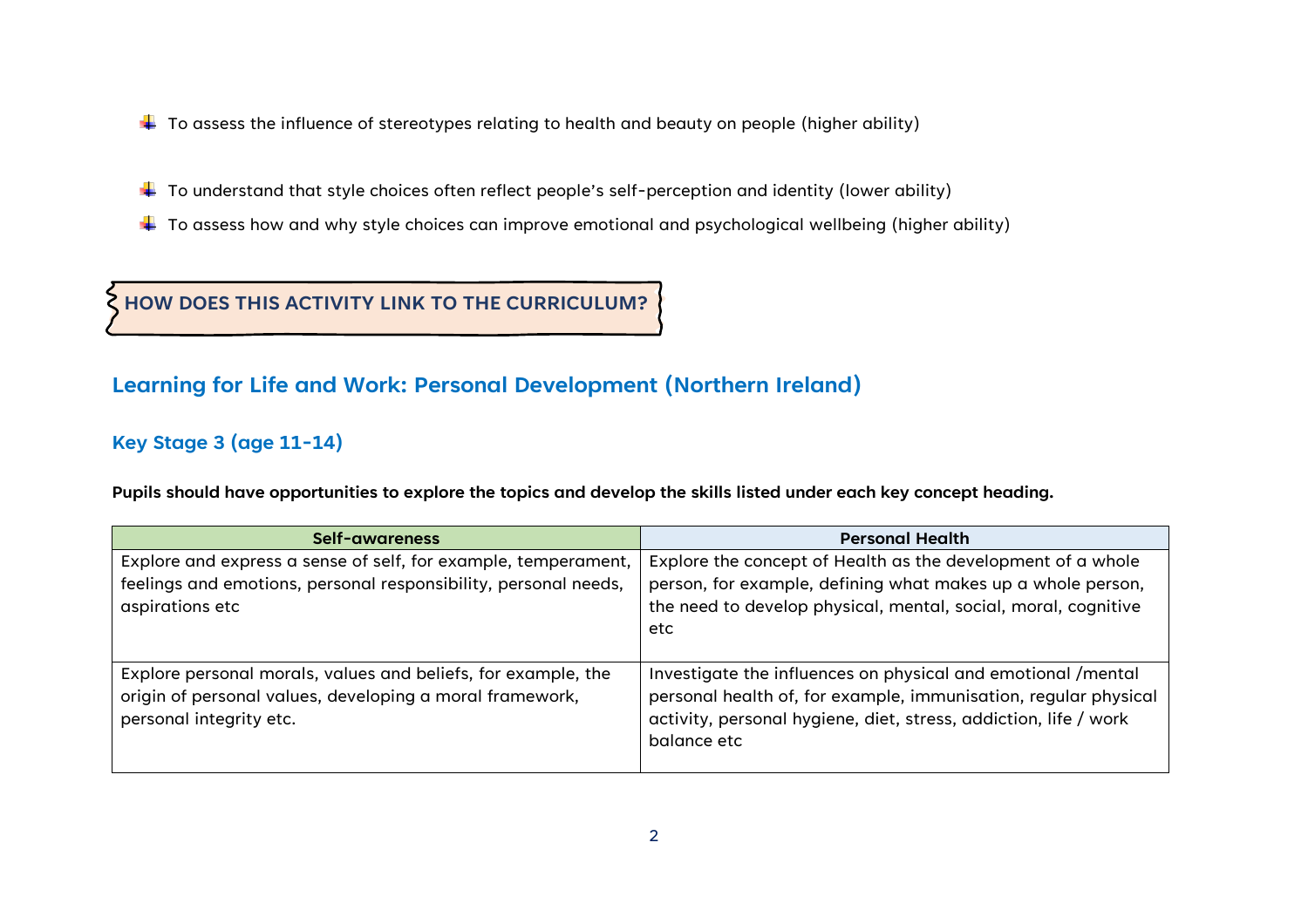- To assess the influence of stereotypes relating to health and beauty on people (higher ability)

- To understand that style choices often reflect people's self-perception and identity (lower ability)
- To assess how and why style choices can improve emotional and psychological wellbeing (higher ability)

**HOW DOES THIS ACTIVITY LINK TO THE CURRICULUM?**

## Learning for Life and Work: Personal Development (Northern Ireland)

### Key Stage 3 (age 11-14)

**Pupils should have opportunities to explore the topics and develop the skills listed under each key concept heading.**

| Self-awareness | Personal Health |
|---|---|
| Explore and express a sense of self, for example, temperament, feelings and emotions, personal responsibility, personal needs, aspirations etc | Explore the concept of Health as the development of a whole person, for example, defining what makes up a whole person, the need to develop physical, mental, social, moral, cognitive etc |
| Explore personal morals, values and beliefs, for example, the origin of personal values, developing a moral framework, personal integrity etc. | Investigate the influences on physical and emotional /mental personal health of, for example, immunisation, regular physical activity, personal hygiene, diet, stress, addiction, life / work balance etc |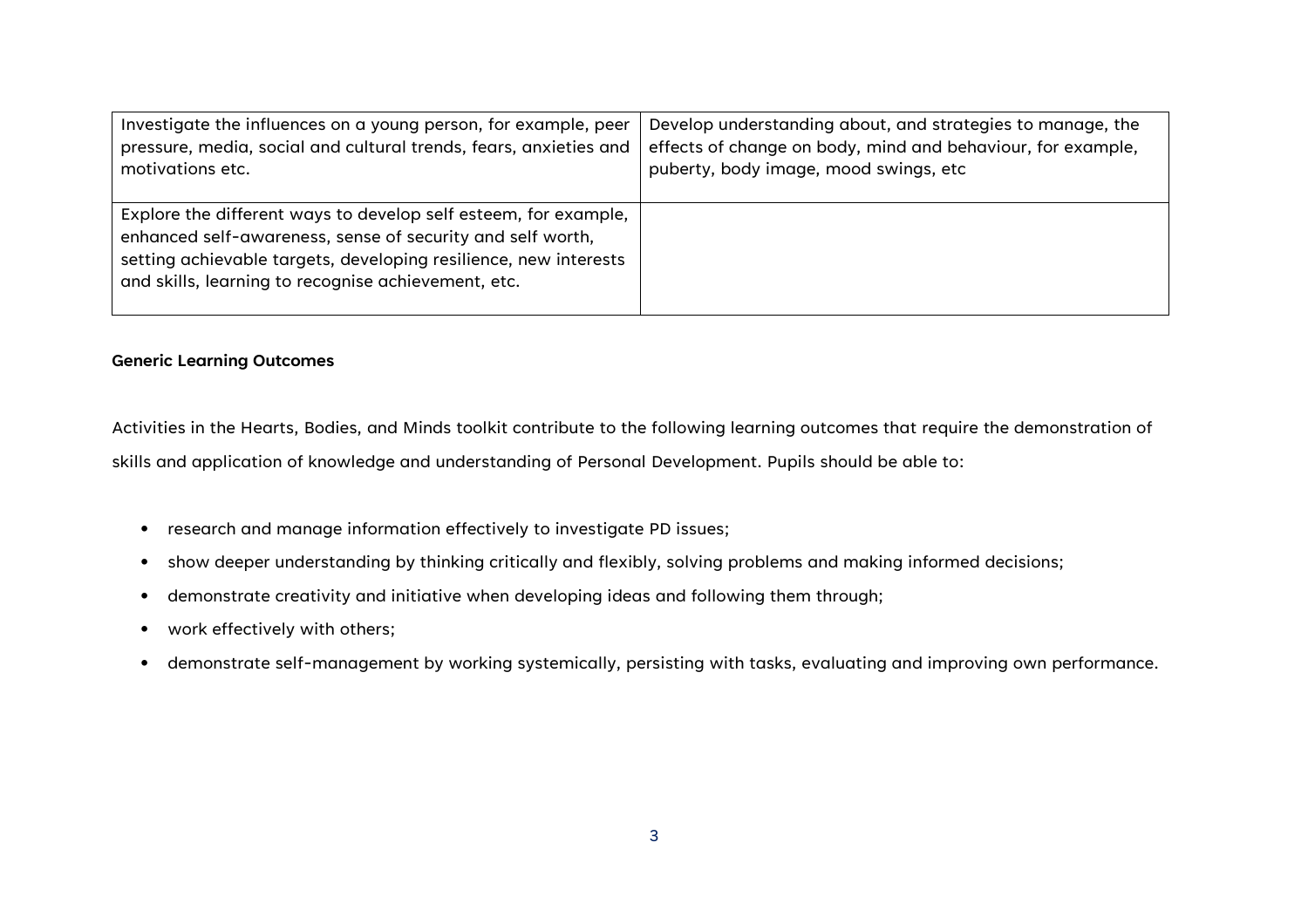| | |
|---|---|
| Investigate the influences on a young person, for example, peer pressure, media, social and cultural trends, fears, anxieties and motivations etc. | Develop understanding about, and strategies to manage, the effects of change on body, mind and behaviour, for example, puberty, body image, mood swings, etc |
| Explore the different ways to develop self esteem, for example, enhanced self-awareness, sense of security and self worth, setting achievable targets, developing resilience, new interests and skills, learning to recognise achievement, etc. | |

**Generic Learning Outcomes**

Activities in the Hearts, Bodies, and Minds toolkit contribute to the following learning outcomes that require the demonstration of skills and application of knowledge and understanding of Personal Development. Pupils should be able to:

- research and manage information effectively to investigate PD issues;
- show deeper understanding by thinking critically and flexibly, solving problems and making informed decisions;
- demonstrate creativity and initiative when developing ideas and following them through;
- work effectively with others;
- demonstrate self-management by working systemically, persisting with tasks, evaluating and improving own performance.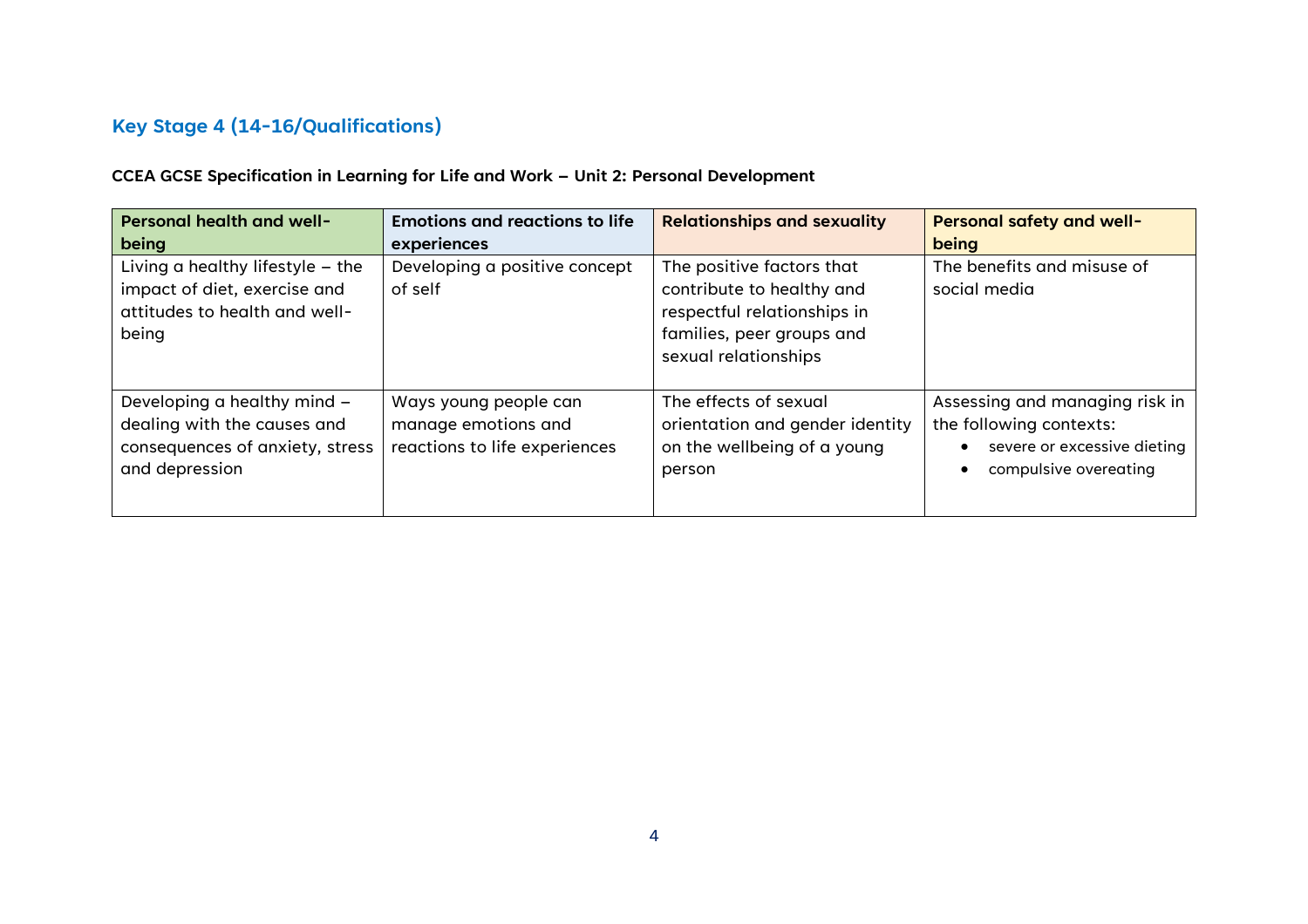## Key Stage 4 (14-16/Qualifications)

**CCEA GCSE Specification in Learning for Life and Work – Unit 2: Personal Development**

| Personal health and well-being | Emotions and reactions to life experiences | Relationships and sexuality | Personal safety and well-being |
|---|---|---|---|
| Living a healthy lifestyle – the impact of diet, exercise and attitudes to health and well-being | Developing a positive concept of self | The positive factors that contribute to healthy and respectful relationships in families, peer groups and sexual relationships | The benefits and misuse of social media |
| Developing a healthy mind – dealing with the causes and consequences of anxiety, stress and depression | Ways young people can manage emotions and reactions to life experiences | The effects of sexual orientation and gender identity on the wellbeing of a young person | Assessing and managing risk in the following contexts:<br>• severe or excessive dieting<br>• compulsive overeating |